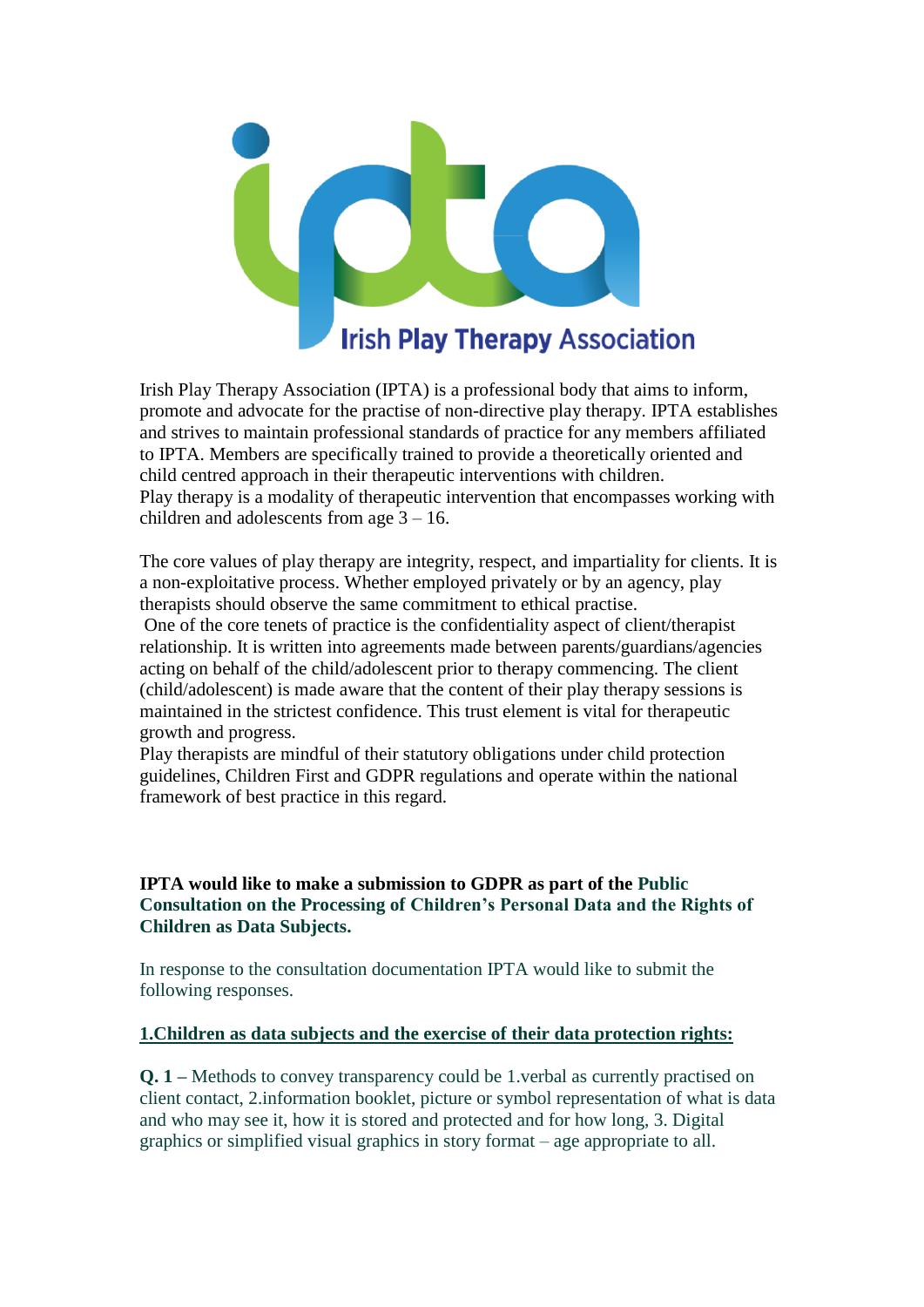Irish Play Therapy Association

Irish Play Therapy Association (IPTA) is a professional body that aims to inform, promote and advocate for the practise of non-directive play therapy. IPTA establishes and strives to maintain professional standards of practice for any members affiliated to IPTA. Members are specifically trained to provide a theoretically oriented and child centred approach in their therapeutic interventions with children.
Play therapy is a modality of therapeutic intervention that encompasses working with children and adolescents from age 3 – 16.

The core values of play therapy are integrity, respect, and impartiality for clients. It is a non-exploitative process. Whether employed privately or by an agency, play therapists should observe the same commitment to ethical practise.
One of the core tenets of practice is the confidentiality aspect of client/therapist relationship. It is written into agreements made between parents/guardians/agencies acting on behalf of the child/adolescent prior to therapy commencing. The client (child/adolescent) is made aware that the content of their play therapy sessions is maintained in the strictest confidence. This trust element is vital for therapeutic growth and progress.
Play therapists are mindful of their statutory obligations under child protection guidelines, Children First and GDPR regulations and operate within the national framework of best practice in this regard.

**IPTA would like to make a submission to GDPR as part of the Public Consultation on the Processing of Children's Personal Data and the Rights of Children as Data Subjects.**

In response to the consultation documentation IPTA would like to submit the following responses.

**1.Children as data subjects and the exercise of their data protection rights:**

**Q. 1** – Methods to convey transparency could be 1.verbal as currently practised on client contact, 2.information booklet, picture or symbol representation of what is data and who may see it, how it is stored and protected and for how long, 3. Digital graphics or simplified visual graphics in story format – age appropriate to all.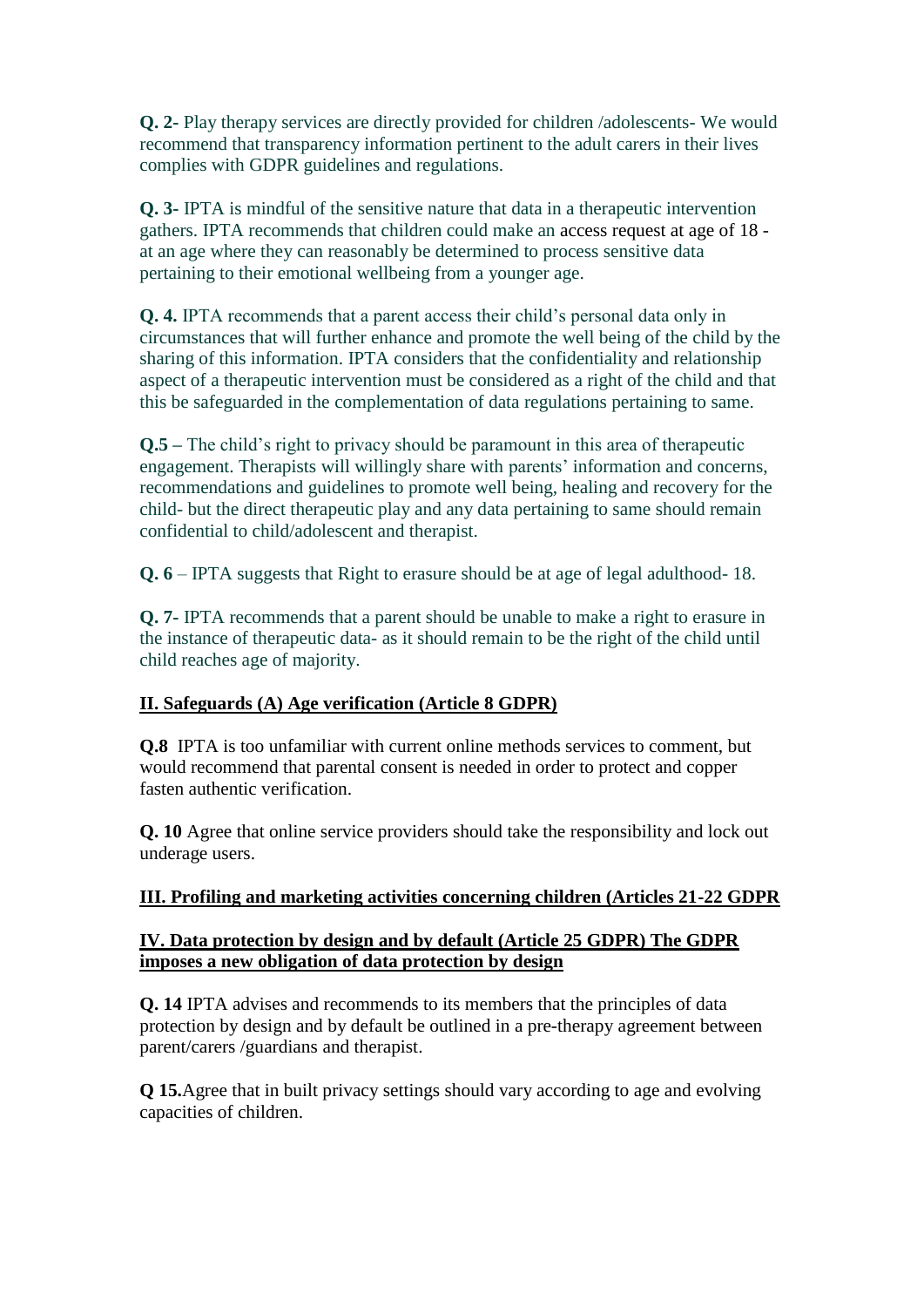**Q. 2-** Play therapy services are directly provided for children /adolescents- We would recommend that transparency information pertinent to the adult carers in their lives complies with GDPR guidelines and regulations.

**Q. 3-** IPTA is mindful of the sensitive nature that data in a therapeutic intervention gathers. IPTA recommends that children could make an access request at age of 18 - at an age where they can reasonably be determined to process sensitive data pertaining to their emotional wellbeing from a younger age.

**Q. 4.** IPTA recommends that a parent access their child's personal data only in circumstances that will further enhance and promote the well being of the child by the sharing of this information. IPTA considers that the confidentiality and relationship aspect of a therapeutic intervention must be considered as a right of the child and that this be safeguarded in the complementation of data regulations pertaining to same.

**Q.5 –** The child's right to privacy should be paramount in this area of therapeutic engagement. Therapists will willingly share with parents' information and concerns, recommendations and guidelines to promote well being, healing and recovery for the child- but the direct therapeutic play and any data pertaining to same should remain confidential to child/adolescent and therapist.

**Q. 6** – IPTA suggests that Right to erasure should be at age of legal adulthood- 18.

**Q. 7-** IPTA recommends that a parent should be unable to make a right to erasure in the instance of therapeutic data- as it should remain to be the right of the child until child reaches age of majority.

**II. Safeguards (A) Age verification (Article 8 GDPR)**

**Q.8** IPTA is too unfamiliar with current online methods services to comment, but would recommend that parental consent is needed in order to protect and copper fasten authentic verification.

**Q. 10** Agree that online service providers should take the responsibility and lock out underage users.

**III. Profiling and marketing activities concerning children (Articles 21-22 GDPR**

**IV. Data protection by design and by default (Article 25 GDPR) The GDPR imposes a new obligation of data protection by design**

**Q. 14** IPTA advises and recommends to its members that the principles of data protection by design and by default be outlined in a pre-therapy agreement between parent/carers /guardians and therapist.

**Q 15.**Agree that in built privacy settings should vary according to age and evolving capacities of children.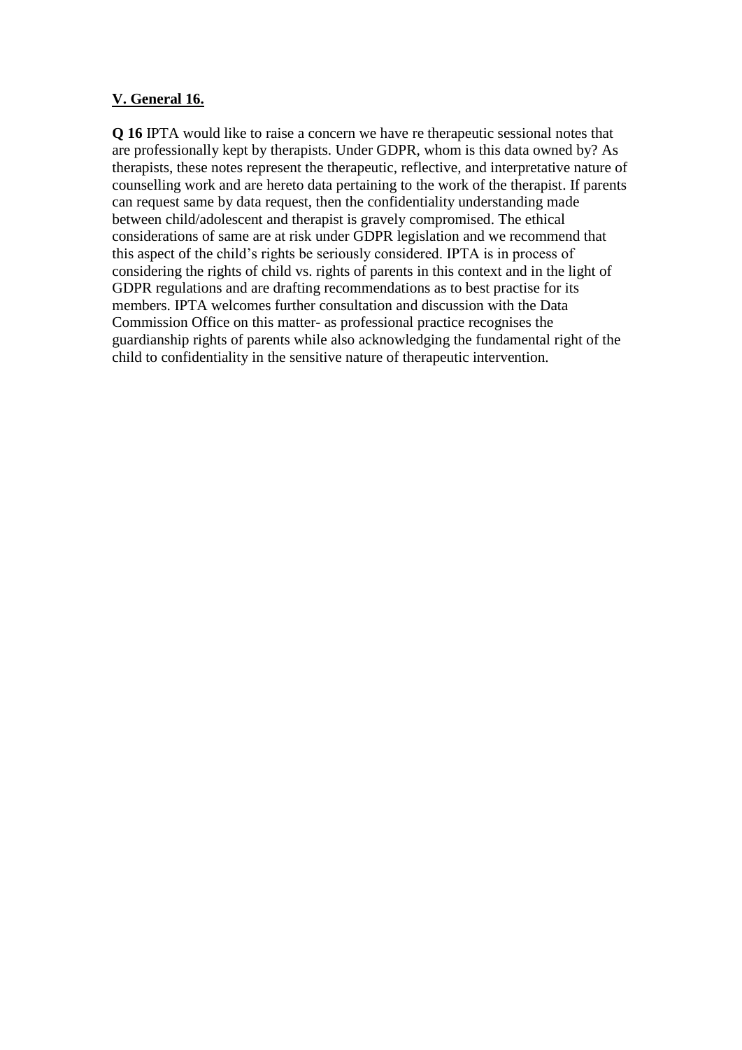**V. General 16.**

**Q 16** IPTA would like to raise a concern we have re therapeutic sessional notes that are professionally kept by therapists. Under GDPR, whom is this data owned by? As therapists, these notes represent the therapeutic, reflective, and interpretative nature of counselling work and are hereto data pertaining to the work of the therapist. If parents can request same by data request, then the confidentiality understanding made between child/adolescent and therapist is gravely compromised. The ethical considerations of same are at risk under GDPR legislation and we recommend that this aspect of the child's rights be seriously considered. IPTA is in process of considering the rights of child vs. rights of parents in this context and in the light of GDPR regulations and are drafting recommendations as to best practise for its members. IPTA welcomes further consultation and discussion with the Data Commission Office on this matter- as professional practice recognises the guardianship rights of parents while also acknowledging the fundamental right of the child to confidentiality in the sensitive nature of therapeutic intervention.